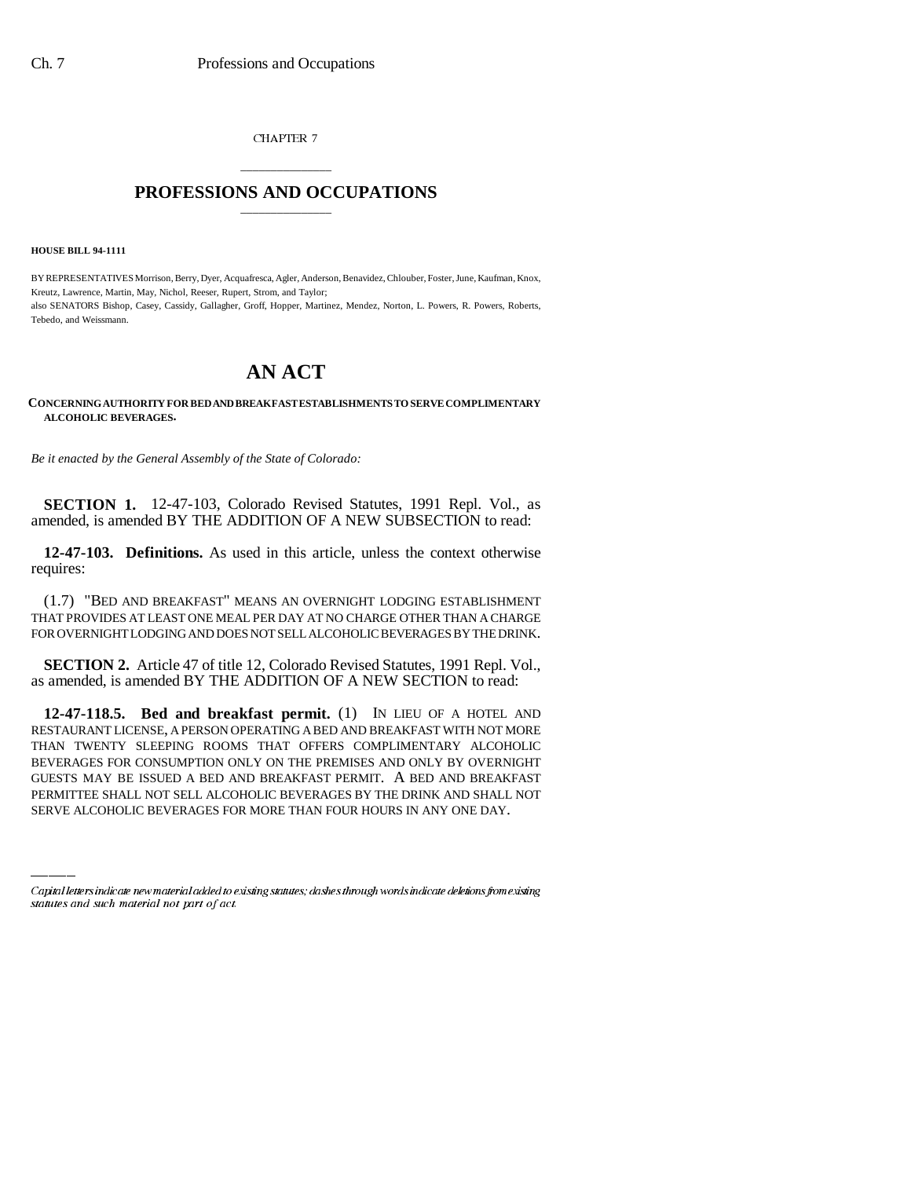CHAPTER 7

# PROFESSIONS AND OCCUPATIONS

**HOUSE BILL 94-1111**

BY REPRESENTATIVES Morrison, Berry, Dyer, Acquafresca, Agler, Anderson, Benavidez, Chlouber, Foster, June, Kaufman, Knox, Kreutz, Lawrence, Martin, May, Nichol, Reeser, Rupert, Strom, and Taylor;
also SENATORS Bishop, Casey, Cassidy, Gallagher, Groff, Hopper, Martinez, Mendez, Norton, L. Powers, R. Powers, Roberts, Tebedo, and Weissmann.

# AN ACT

**CONCERNING AUTHORITY FOR BED AND BREAKFAST ESTABLISHMENTS TO SERVE COMPLIMENTARY ALCOHOLIC BEVERAGES.**

*Be it enacted by the General Assembly of the State of Colorado:*

**SECTION 1.** 12-47-103, Colorado Revised Statutes, 1991 Repl. Vol., as amended, is amended BY THE ADDITION OF A NEW SUBSECTION to read:

**12-47-103. Definitions.** As used in this article, unless the context otherwise requires:

(1.7) "BED AND BREAKFAST" MEANS AN OVERNIGHT LODGING ESTABLISHMENT THAT PROVIDES AT LEAST ONE MEAL PER DAY AT NO CHARGE OTHER THAN A CHARGE FOR OVERNIGHT LODGING AND DOES NOT SELL ALCOHOLIC BEVERAGES BY THE DRINK.

**SECTION 2.** Article 47 of title 12, Colorado Revised Statutes, 1991 Repl. Vol., as amended, is amended BY THE ADDITION OF A NEW SECTION to read:

**12-47-118.5. Bed and breakfast permit.** (1) IN LIEU OF A HOTEL AND RESTAURANT LICENSE, A PERSON OPERATING A BED AND BREAKFAST WITH NOT MORE THAN TWENTY SLEEPING ROOMS THAT OFFERS COMPLIMENTARY ALCOHOLIC BEVERAGES FOR CONSUMPTION ONLY ON THE PREMISES AND ONLY BY OVERNIGHT GUESTS MAY BE ISSUED A BED AND BREAKFAST PERMIT. A BED AND BREAKFAST PERMITTEE SHALL NOT SELL ALCOHOLIC BEVERAGES BY THE DRINK AND SHALL NOT SERVE ALCOHOLIC BEVERAGES FOR MORE THAN FOUR HOURS IN ANY ONE DAY.

*Capital letters indicate new material added to existing statutes; dashes through words indicate deletions from existing statutes and such material not part of act.*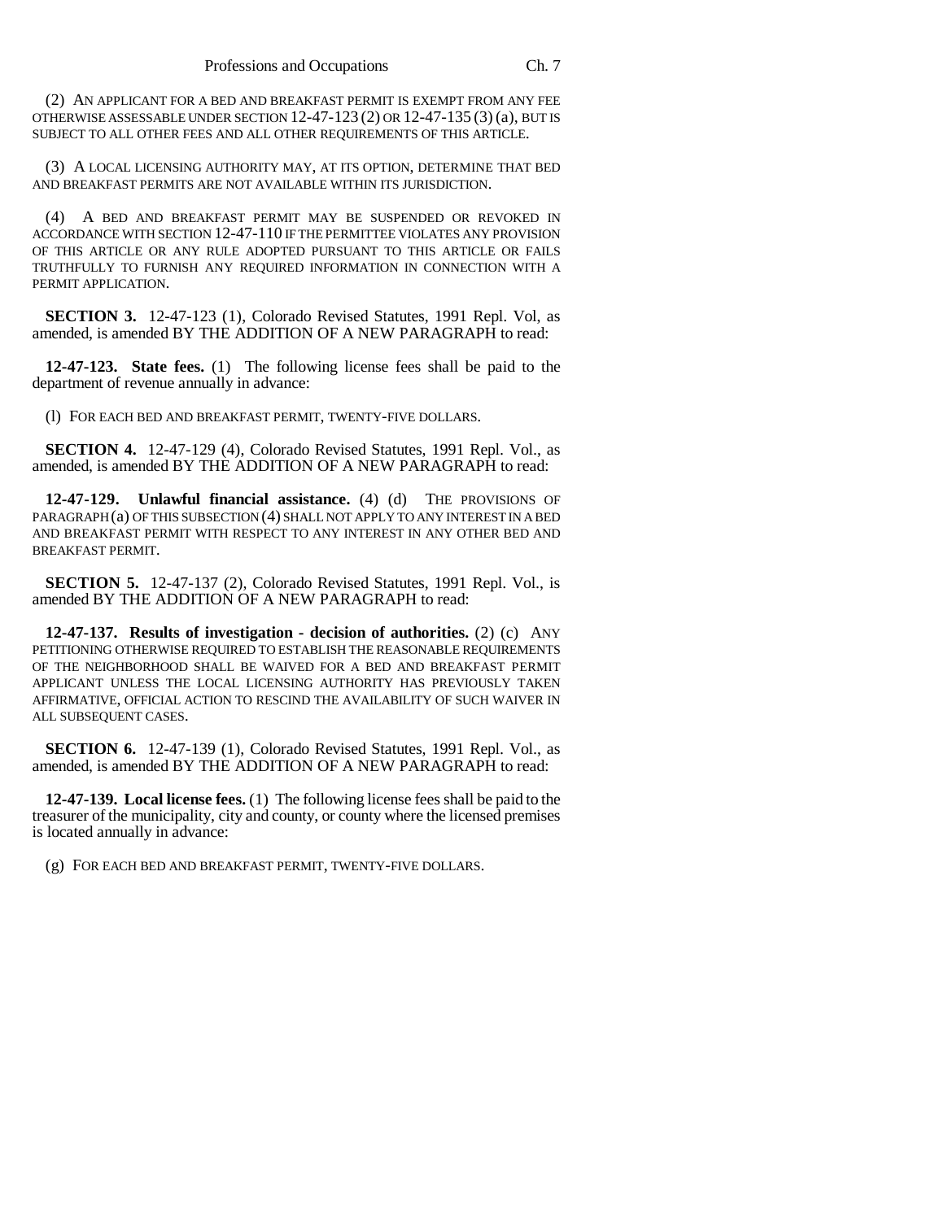(2) AN APPLICANT FOR A BED AND BREAKFAST PERMIT IS EXEMPT FROM ANY FEE OTHERWISE ASSESSABLE UNDER SECTION 12-47-123 (2) OR 12-47-135 (3) (a), BUT IS SUBJECT TO ALL OTHER FEES AND ALL OTHER REQUIREMENTS OF THIS ARTICLE.

(3) A LOCAL LICENSING AUTHORITY MAY, AT ITS OPTION, DETERMINE THAT BED AND BREAKFAST PERMITS ARE NOT AVAILABLE WITHIN ITS JURISDICTION.

(4) A BED AND BREAKFAST PERMIT MAY BE SUSPENDED OR REVOKED IN ACCORDANCE WITH SECTION 12-47-110 IF THE PERMITTEE VIOLATES ANY PROVISION OF THIS ARTICLE OR ANY RULE ADOPTED PURSUANT TO THIS ARTICLE OR FAILS TRUTHFULLY TO FURNISH ANY REQUIRED INFORMATION IN CONNECTION WITH A PERMIT APPLICATION.

**SECTION 3.** 12-47-123 (1), Colorado Revised Statutes, 1991 Repl. Vol, as amended, is amended BY THE ADDITION OF A NEW PARAGRAPH to read:

**12-47-123. State fees.** (1) The following license fees shall be paid to the department of revenue annually in advance:

(l) FOR EACH BED AND BREAKFAST PERMIT, TWENTY-FIVE DOLLARS.

**SECTION 4.** 12-47-129 (4), Colorado Revised Statutes, 1991 Repl. Vol., as amended, is amended BY THE ADDITION OF A NEW PARAGRAPH to read:

**12-47-129. Unlawful financial assistance.** (4) (d) THE PROVISIONS OF PARAGRAPH (a) OF THIS SUBSECTION (4) SHALL NOT APPLY TO ANY INTEREST IN A BED AND BREAKFAST PERMIT WITH RESPECT TO ANY INTEREST IN ANY OTHER BED AND BREAKFAST PERMIT.

**SECTION 5.** 12-47-137 (2), Colorado Revised Statutes, 1991 Repl. Vol., is amended BY THE ADDITION OF A NEW PARAGRAPH to read:

**12-47-137. Results of investigation - decision of authorities.** (2) (c) ANY PETITIONING OTHERWISE REQUIRED TO ESTABLISH THE REASONABLE REQUIREMENTS OF THE NEIGHBORHOOD SHALL BE WAIVED FOR A BED AND BREAKFAST PERMIT APPLICANT UNLESS THE LOCAL LICENSING AUTHORITY HAS PREVIOUSLY TAKEN AFFIRMATIVE, OFFICIAL ACTION TO RESCIND THE AVAILABILITY OF SUCH WAIVER IN ALL SUBSEQUENT CASES.

**SECTION 6.** 12-47-139 (1), Colorado Revised Statutes, 1991 Repl. Vol., as amended, is amended BY THE ADDITION OF A NEW PARAGRAPH to read:

**12-47-139. Local license fees.** (1) The following license fees shall be paid to the treasurer of the municipality, city and county, or county where the licensed premises is located annually in advance:

(g) FOR EACH BED AND BREAKFAST PERMIT, TWENTY-FIVE DOLLARS.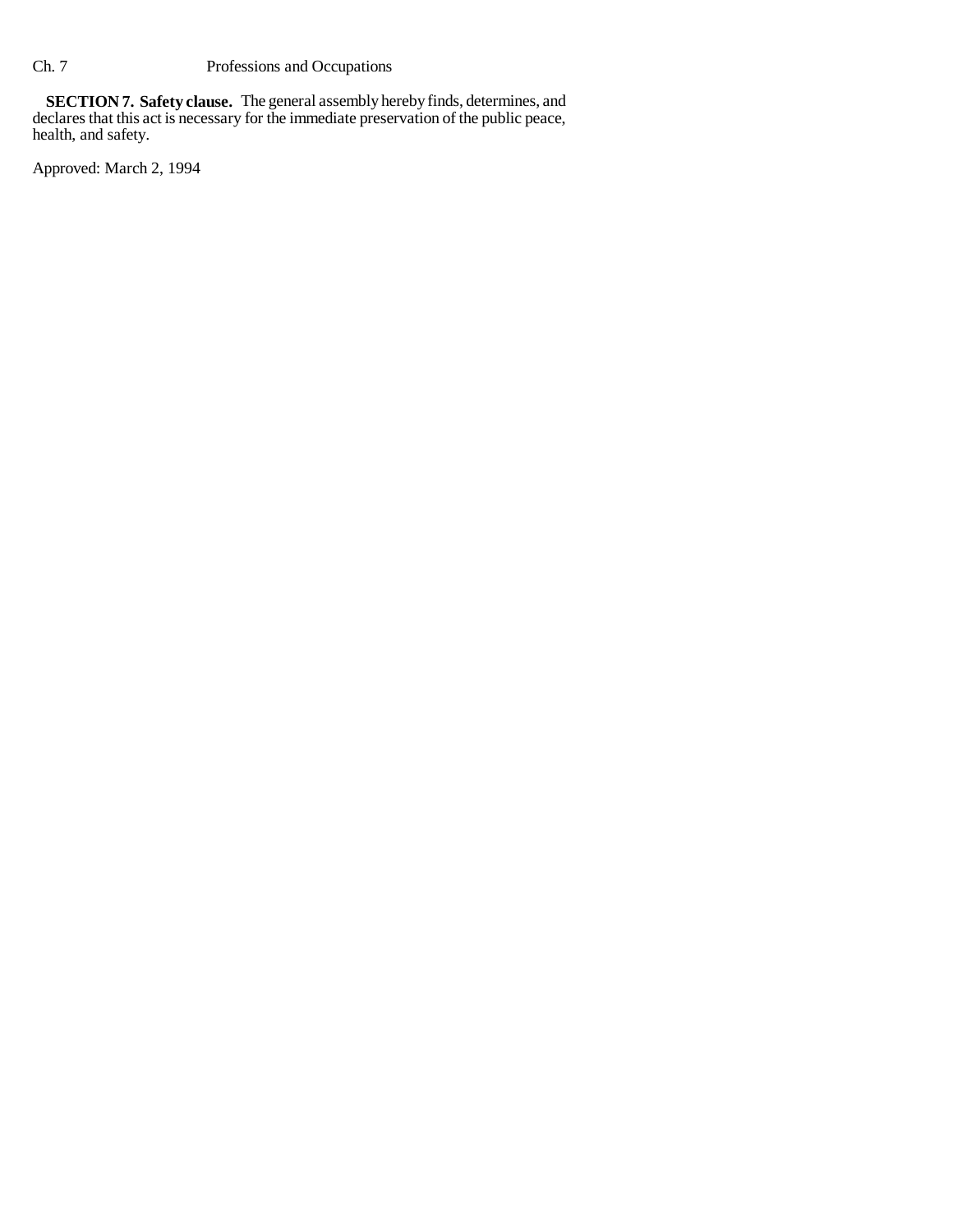**SECTION 7. Safety clause.** The general assembly hereby finds, determines, and declares that this act is necessary for the immediate preservation of the public peace, health, and safety.

Approved: March 2, 1994